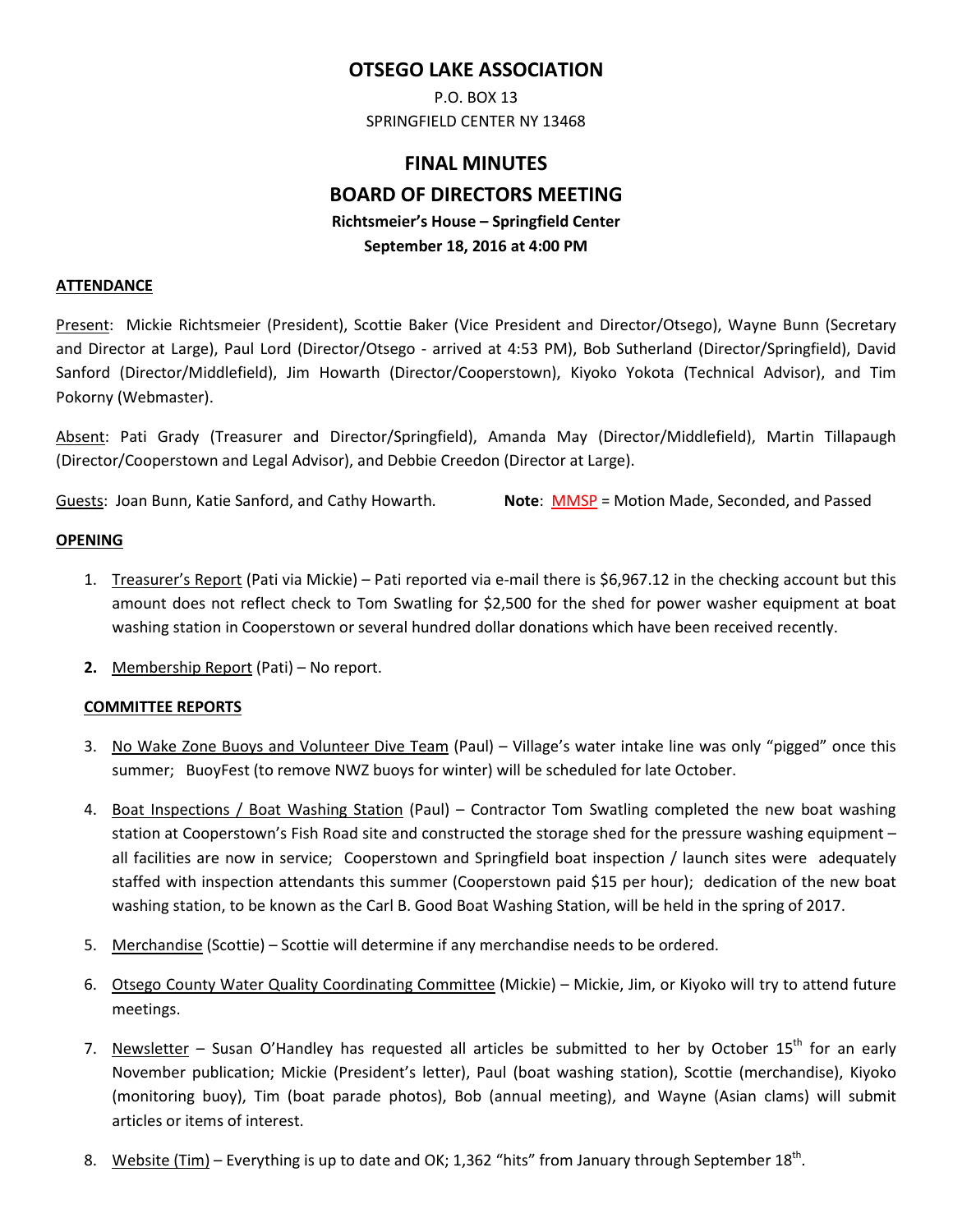# OTSEGO LAKE ASSOCIATION

P.O. BOX 13
SPRINGFIELD CENTER NY 13468

## FINAL MINUTES
## BOARD OF DIRECTORS MEETING

**Richtsmeier's House – Springfield Center**
**September 18, 2016 at 4:00 PM**

### ATTENDANCE

Present: Mickie Richtsmeier (President), Scottie Baker (Vice President and Director/Otsego), Wayne Bunn (Secretary and Director at Large), Paul Lord (Director/Otsego - arrived at 4:53 PM), Bob Sutherland (Director/Springfield), David Sanford (Director/Middlefield), Jim Howarth (Director/Cooperstown), Kiyoko Yokota (Technical Advisor), and Tim Pokorny (Webmaster).

Absent: Pati Grady (Treasurer and Director/Springfield), Amanda May (Director/Middlefield), Martin Tillapaugh (Director/Cooperstown and Legal Advisor), and Debbie Creedon (Director at Large).

Guests: Joan Bunn, Katie Sanford, and Cathy Howarth. **Note**: MMSP = Motion Made, Seconded, and Passed

### OPENING

1. Treasurer's Report (Pati via Mickie) – Pati reported via e-mail there is $6,967.12 in the checking account but this amount does not reflect check to Tom Swatling for $2,500 for the shed for power washer equipment at boat washing station in Cooperstown or several hundred dollar donations which have been received recently.
2. Membership Report (Pati) – No report.

### COMMITTEE REPORTS

3. No Wake Zone Buoys and Volunteer Dive Team (Paul) – Village's water intake line was only "pigged" once this summer; BuoyFest (to remove NWZ buoys for winter) will be scheduled for late October.
4. Boat Inspections / Boat Washing Station (Paul) – Contractor Tom Swatling completed the new boat washing station at Cooperstown's Fish Road site and constructed the storage shed for the pressure washing equipment – all facilities are now in service; Cooperstown and Springfield boat inspection / launch sites were adequately staffed with inspection attendants this summer (Cooperstown paid $15 per hour); dedication of the new boat washing station, to be known as the Carl B. Good Boat Washing Station, will be held in the spring of 2017.
5. Merchandise (Scottie) – Scottie will determine if any merchandise needs to be ordered.
6. Otsego County Water Quality Coordinating Committee (Mickie) – Mickie, Jim, or Kiyoko will try to attend future meetings.
7. Newsletter – Susan O'Handley has requested all articles be submitted to her by October 15th for an early November publication; Mickie (President's letter), Paul (boat washing station), Scottie (merchandise), Kiyoko (monitoring buoy), Tim (boat parade photos), Bob (annual meeting), and Wayne (Asian clams) will submit articles or items of interest.
8. Website (Tim) – Everything is up to date and OK; 1,362 "hits" from January through September 18th.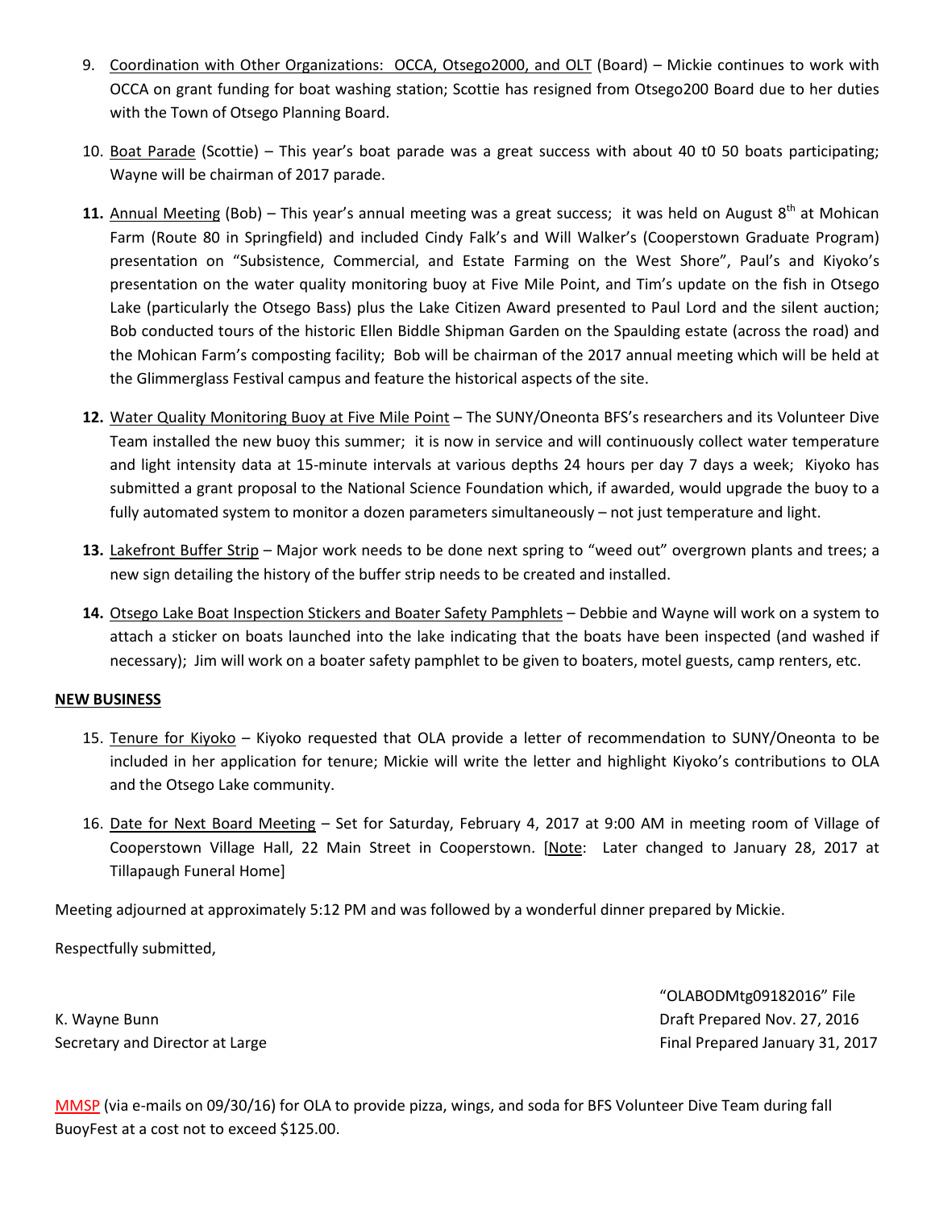9. Coordination with Other Organizations: OCCA, Otsego2000, and OLT (Board) – Mickie continues to work with OCCA on grant funding for boat washing station; Scottie has resigned from Otsego200 Board due to her duties with the Town of Otsego Planning Board.

10. Boat Parade (Scottie) – This year's boat parade was a great success with about 40 t0 50 boats participating; Wayne will be chairman of 2017 parade.

11. Annual Meeting (Bob) – This year's annual meeting was a great success; it was held on August 8th at Mohican Farm (Route 80 in Springfield) and included Cindy Falk's and Will Walker's (Cooperstown Graduate Program) presentation on "Subsistence, Commercial, and Estate Farming on the West Shore", Paul's and Kiyoko's presentation on the water quality monitoring buoy at Five Mile Point, and Tim's update on the fish in Otsego Lake (particularly the Otsego Bass) plus the Lake Citizen Award presented to Paul Lord and the silent auction; Bob conducted tours of the historic Ellen Biddle Shipman Garden on the Spaulding estate (across the road) and the Mohican Farm's composting facility; Bob will be chairman of the 2017 annual meeting which will be held at the Glimmerglass Festival campus and feature the historical aspects of the site.

12. Water Quality Monitoring Buoy at Five Mile Point – The SUNY/Oneonta BFS's researchers and its Volunteer Dive Team installed the new buoy this summer; it is now in service and will continuously collect water temperature and light intensity data at 15-minute intervals at various depths 24 hours per day 7 days a week; Kiyoko has submitted a grant proposal to the National Science Foundation which, if awarded, would upgrade the buoy to a fully automated system to monitor a dozen parameters simultaneously – not just temperature and light.

13. Lakefront Buffer Strip – Major work needs to be done next spring to "weed out" overgrown plants and trees; a new sign detailing the history of the buffer strip needs to be created and installed.

14. Otsego Lake Boat Inspection Stickers and Boater Safety Pamphlets – Debbie and Wayne will work on a system to attach a sticker on boats launched into the lake indicating that the boats have been inspected (and washed if necessary); Jim will work on a boater safety pamphlet to be given to boaters, motel guests, camp renters, etc.

**NEW BUSINESS**

15. Tenure for Kiyoko – Kiyoko requested that OLA provide a letter of recommendation to SUNY/Oneonta to be included in her application for tenure; Mickie will write the letter and highlight Kiyoko's contributions to OLA and the Otsego Lake community.

16. Date for Next Board Meeting – Set for Saturday, February 4, 2017 at 9:00 AM in meeting room of Village of Cooperstown Village Hall, 22 Main Street in Cooperstown. [Note: Later changed to January 28, 2017 at Tillapaugh Funeral Home]

Meeting adjourned at approximately 5:12 PM and was followed by a wonderful dinner prepared by Mickie.

Respectfully submitted,

K. Wayne Bunn
Secretary and Director at Large

"OLABODMtg09182016" File
Draft Prepared Nov. 27, 2016
Final Prepared January 31, 2017

MMSP (via e-mails on 09/30/16) for OLA to provide pizza, wings, and soda for BFS Volunteer Dive Team during fall BuoyFest at a cost not to exceed $125.00.